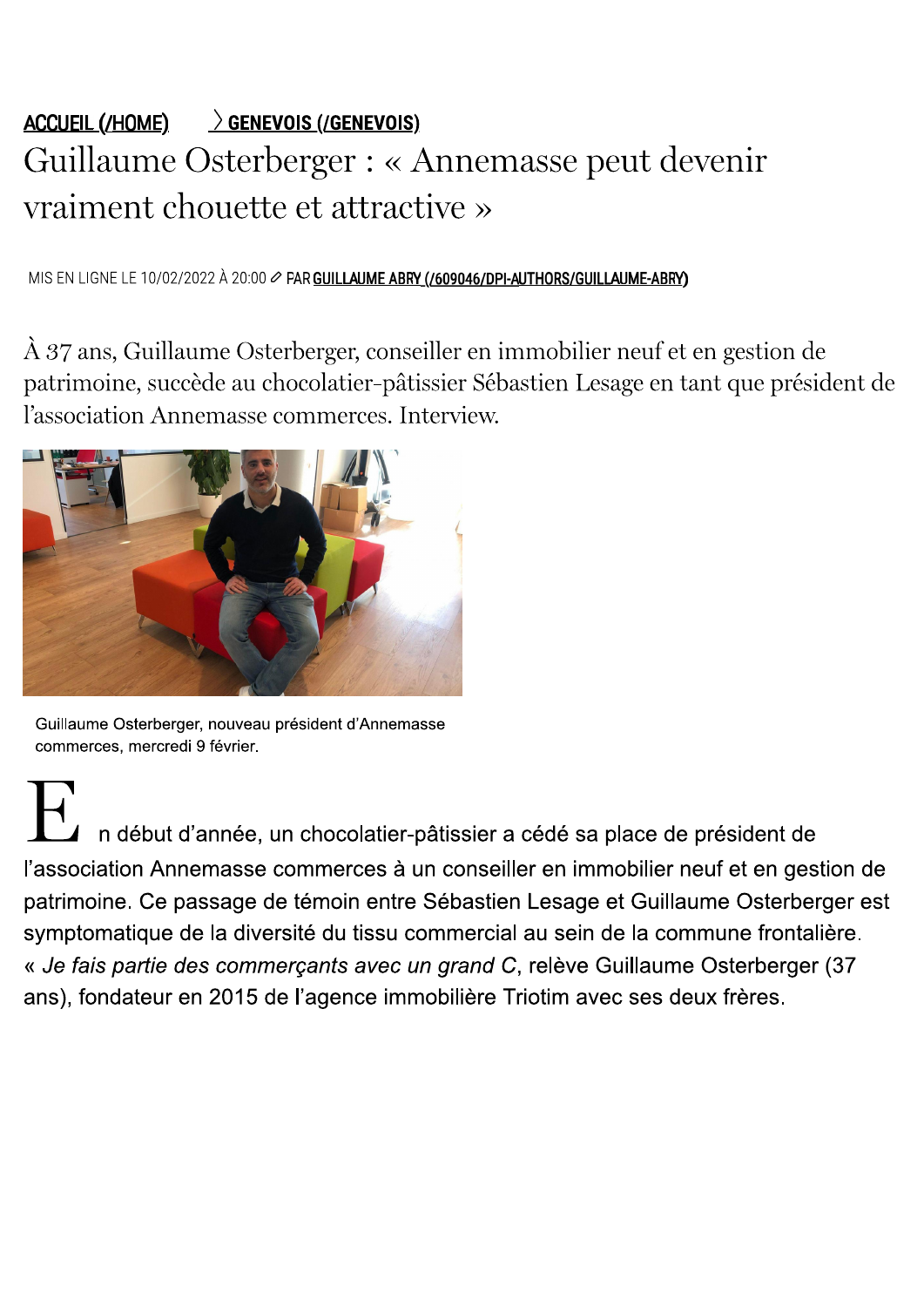ACCUEIL (/HOME) > GENEVOIS (/GENEVOIS)

# Guillaume Osterberger : « Annemasse peut devenir vraiment chouette et attractive »

MIS EN LIGNE LE 10/02/2022 À 20:00 PAR GUILLAUME ABRY (/609046/DPI-AUTHORS/GUILLAUME-ABRY)

À 37 ans, Guillaume Osterberger, conseiller en immobilier neuf et en gestion de patrimoine, succède au chocolatier-pâtissier Sébastien Lesage en tant que président de l'association Annemasse commerces. Interview.

Guillaume Osterberger, nouveau président d'Annemasse commerces, mercredi 9 février.

En début d'année, un chocolatier-pâtissier a cédé sa place de président de l'association Annemasse commerces à un conseiller en immobilier neuf et en gestion de patrimoine. Ce passage de témoin entre Sébastien Lesage et Guillaume Osterberger est symptomatique de la diversité du tissu commercial au sein de la commune frontalière. « *Je fais partie des commerçants avec un grand C*, relève Guillaume Osterberger (37 ans), fondateur en 2015 de l'agence immobilière Triotim avec ses deux frères.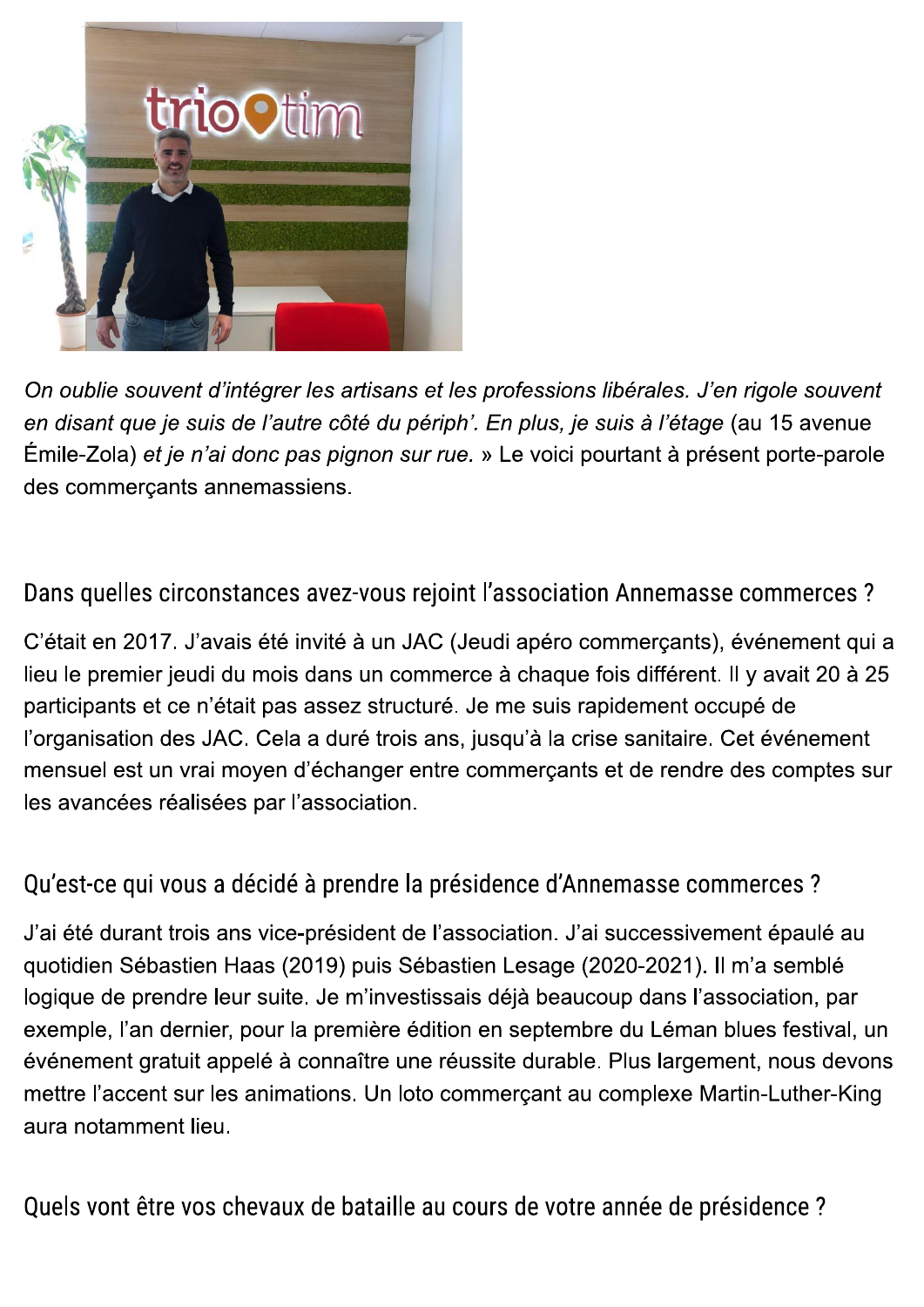*On oublie souvent d'intégrer les artisans et les professions libérales. J'en rigole souvent en disant que je suis de l'autre côté du périph'. En plus, je suis à l'étage* (au 15 avenue Émile-Zola) *et je n'ai donc pas pignon sur rue.* » Le voici pourtant à présent porte-parole des commerçants annemassiens.

## Dans quelles circonstances avez-vous rejoint l'association Annemasse commerces ?

C'était en 2017. J'avais été invité à un JAC (Jeudi apéro commerçants), événement qui a lieu le premier jeudi du mois dans un commerce à chaque fois différent. Il y avait 20 à 25 participants et ce n'était pas assez structuré. Je me suis rapidement occupé de l'organisation des JAC. Cela a duré trois ans, jusqu'à la crise sanitaire. Cet événement mensuel est un vrai moyen d'échanger entre commerçants et de rendre des comptes sur les avancées réalisées par l'association.

## Qu'est-ce qui vous a décidé à prendre la présidence d'Annemasse commerces ?

J'ai été durant trois ans vice-président de l'association. J'ai successivement épaulé au quotidien Sébastien Haas (2019) puis Sébastien Lesage (2020-2021). Il m'a semblé logique de prendre leur suite. Je m'investissais déjà beaucoup dans l'association, par exemple, l'an dernier, pour la première édition en septembre du Léman blues festival, un événement gratuit appelé à connaître une réussite durable. Plus largement, nous devons mettre l'accent sur les animations. Un loto commerçant au complexe Martin-Luther-King aura notamment lieu.

## Quels vont être vos chevaux de bataille au cours de votre année de présidence ?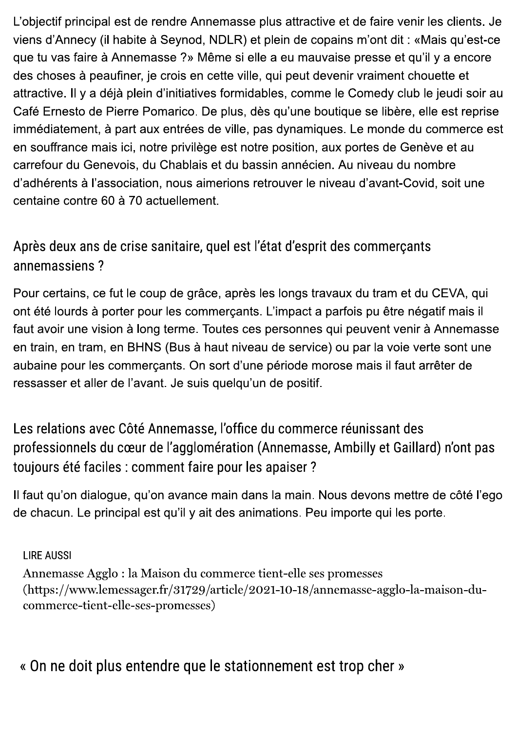L'objectif principal est de rendre Annemasse plus attractive et de faire venir les clients. Je viens d'Annecy (il habite à Seynod, NDLR) et plein de copains m'ont dit : «Mais qu'est-ce que tu vas faire à Annemasse ?» Même si elle a eu mauvaise presse et qu'il y a encore des choses à peaufiner, je crois en cette ville, qui peut devenir vraiment chouette et attractive. Il y a déjà plein d'initiatives formidables, comme le Comedy club le jeudi soir au Café Ernesto de Pierre Pomarico. De plus, dès qu'une boutique se libère, elle est reprise immédiatement, à part aux entrées de ville, pas dynamiques. Le monde du commerce est en souffrance mais ici, notre privilège est notre position, aux portes de Genève et au carrefour du Genevois, du Chablais et du bassin annécien. Au niveau du nombre d'adhérents à l'association, nous aimerions retrouver le niveau d'avant-Covid, soit une centaine contre 60 à 70 actuellement.

## Après deux ans de crise sanitaire, quel est l'état d'esprit des commerçants annemassiens ?

Pour certains, ce fut le coup de grâce, après les longs travaux du tram et du CEVA, qui ont été lourds à porter pour les commerçants. L'impact a parfois pu être négatif mais il faut avoir une vision à long terme. Toutes ces personnes qui peuvent venir à Annemasse en train, en tram, en BHNS (Bus à haut niveau de service) ou par la voie verte sont une aubaine pour les commerçants. On sort d'une période morose mais il faut arrêter de ressasser et aller de l'avant. Je suis quelqu'un de positif.

## Les relations avec Côté Annemasse, l'office du commerce réunissant des professionnels du cœur de l'agglomération (Annemasse, Ambilly et Gaillard) n'ont pas toujours été faciles : comment faire pour les apaiser ?

Il faut qu'on dialogue, qu'on avance main dans la main. Nous devons mettre de côté l'ego de chacun. Le principal est qu'il y ait des animations. Peu importe qui les porte.

LIRE AUSSI

Annemasse Agglo : la Maison du commerce tient-elle ses promesses (https://www.lemessager.fr/31729/article/2021-10-18/annemasse-agglo-la-maison-du-commerce-tient-elle-ses-promesses)

## « On ne doit plus entendre que le stationnement est trop cher »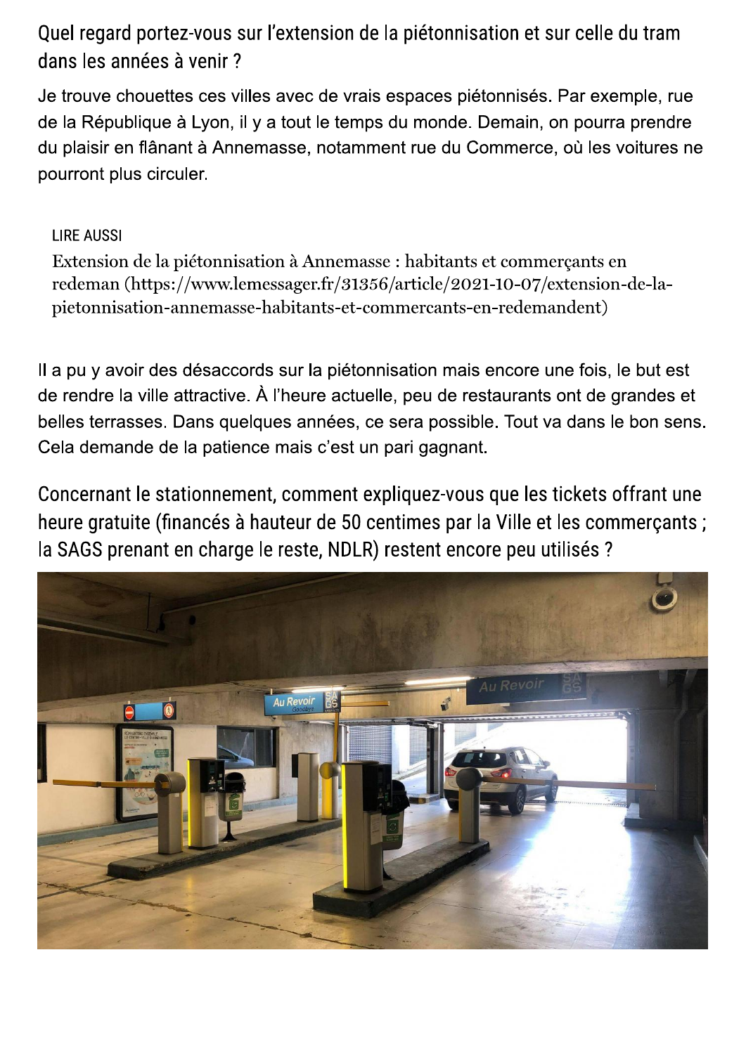## Quel regard portez-vous sur l'extension de la piétonnisation et sur celle du tram dans les années à venir ?

Je trouve chouettes ces villes avec de vrais espaces piétonnisés. Par exemple, rue de la République à Lyon, il y a tout le temps du monde. Demain, on pourra prendre du plaisir en flânant à Annemasse, notamment rue du Commerce, où les voitures ne pourront plus circuler.

LIRE AUSSI

Extension de la piétonnisation à Annemasse : habitants et commerçants en redeman (https://www.lemessager.fr/31356/article/2021-10-07/extension-de-la-pietonnisation-annemasse-habitants-et-commercants-en-redemandent)

Il a pu y avoir des désaccords sur la piétonnisation mais encore une fois, le but est de rendre la ville attractive. À l'heure actuelle, peu de restaurants ont de grandes et belles terrasses. Dans quelques années, ce sera possible. Tout va dans le bon sens. Cela demande de la patience mais c'est un pari gagnant.

## Concernant le stationnement, comment expliquez-vous que les tickets offrant une heure gratuite (financés à hauteur de 50 centimes par la Ville et les commerçants ; la SAGS prenant en charge le reste, NDLR) restent encore peu utilisés ?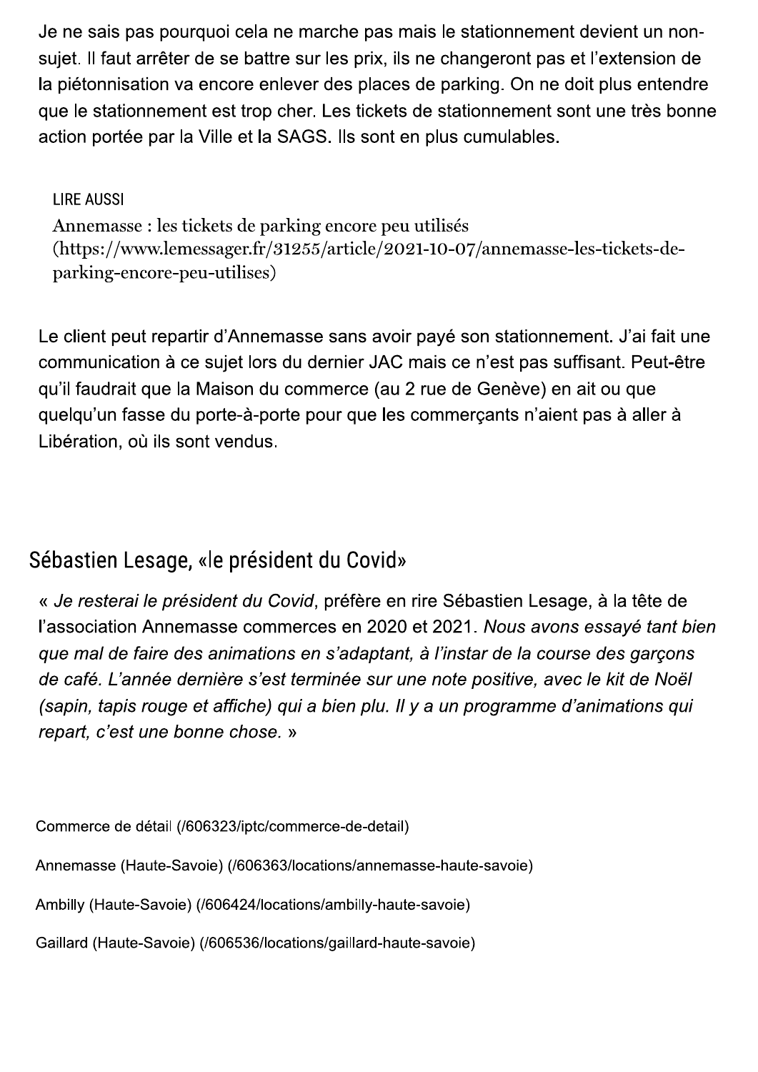Je ne sais pas pourquoi cela ne marche pas mais le stationnement devient un non-sujet. Il faut arrêter de se battre sur les prix, ils ne changeront pas et l'extension de la piétonnisation va encore enlever des places de parking. On ne doit plus entendre que le stationnement est trop cher. Les tickets de stationnement sont une très bonne action portée par la Ville et la SAGS. Ils sont en plus cumulables.

LIRE AUSSI

Annemasse : les tickets de parking encore peu utilisés (https://www.lemessager.fr/31255/article/2021-10-07/annemasse-les-tickets-de-parking-encore-peu-utilises)

Le client peut repartir d'Annemasse sans avoir payé son stationnement. J'ai fait une communication à ce sujet lors du dernier JAC mais ce n'est pas suffisant. Peut-être qu'il faudrait que la Maison du commerce (au 2 rue de Genève) en ait ou que quelqu'un fasse du porte-à-porte pour que les commerçants n'aient pas à aller à Libération, où ils sont vendus.

## Sébastien Lesage, «le président du Covid»

« *Je resterai le président du Covid*, préfère en rire Sébastien Lesage, à la tête de l'association Annemasse commerces en 2020 et 2021. *Nous avons essayé tant bien que mal de faire des animations en s'adaptant, à l'instar de la course des garçons de café. L'année dernière s'est terminée sur une note positive, avec le kit de Noël (sapin, tapis rouge et affiche) qui a bien plu. Il y a un programme d'animations qui repart, c'est une bonne chose.* »

Commerce de détail (/606323/iptc/commerce-de-detail)

Annemasse (Haute-Savoie) (/606363/locations/annemasse-haute-savoie)

Ambilly (Haute-Savoie) (/606424/locations/ambilly-haute-savoie)

Gaillard (Haute-Savoie) (/606536/locations/gaillard-haute-savoie)